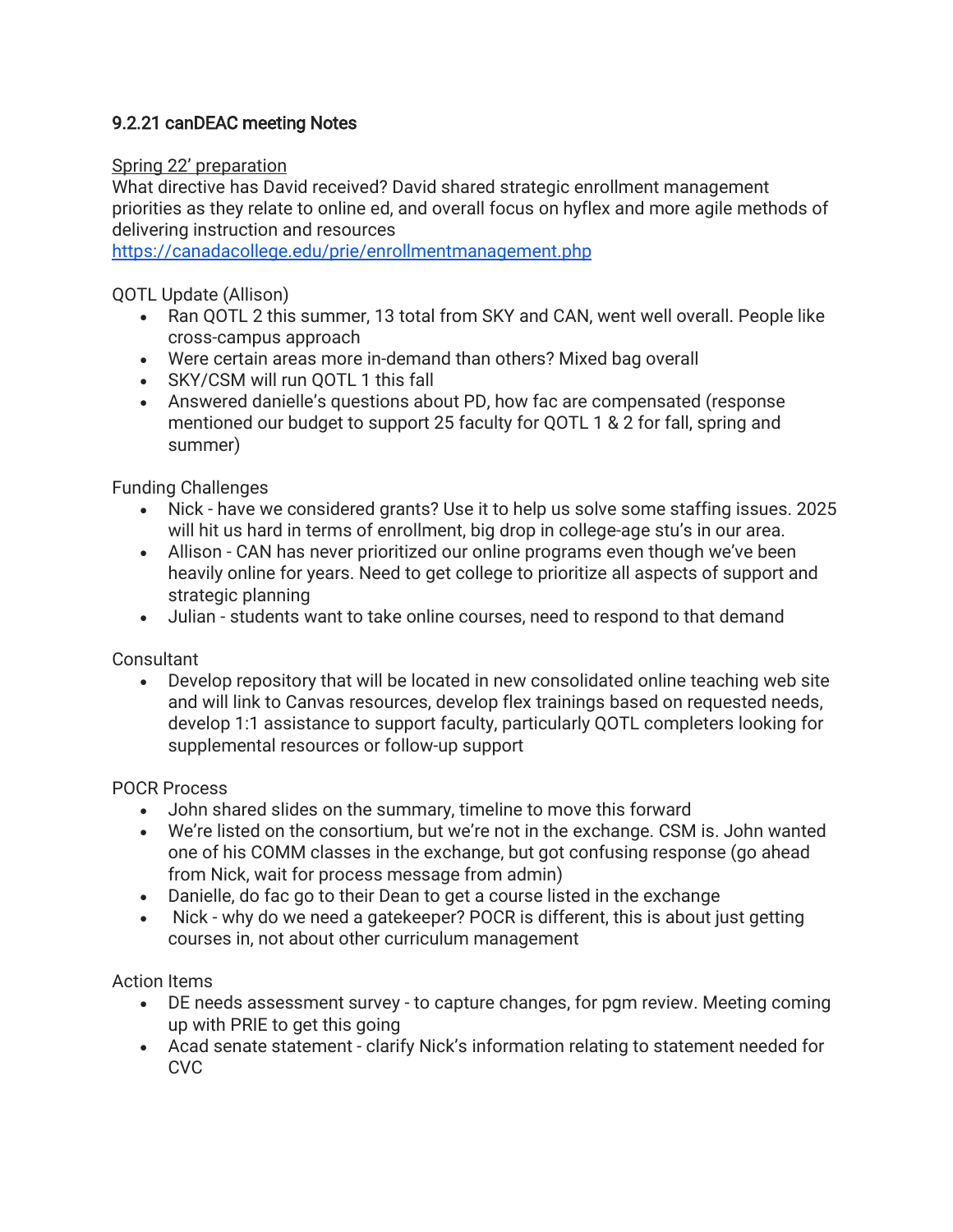# 9.2.21 canDEAC meeting Notes

Spring 22' preparation

What directive has David received? David shared strategic enrollment management priorities as they relate to online ed, and overall focus on hyflex and more agile methods of delivering instruction and resources

https://canadacollege.edu/prie/enrollmentmanagement.php

QOTL Update (Allison)

- Ran QOTL 2 this summer, 13 total from SKY and CAN, went well overall. People like cross-campus approach
- Were certain areas more in-demand than others? Mixed bag overall
- SKY/CSM will run QOTL 1 this fall
- Answered danielle's questions about PD, how fac are compensated (response mentioned our budget to support 25 faculty for QOTL 1 & 2 for fall, spring and summer)

Funding Challenges

- Nick - have we considered grants? Use it to help us solve some staffing issues. 2025 will hit us hard in terms of enrollment, big drop in college-age stu's in our area.
- Allison - CAN has never prioritized our online programs even though we've been heavily online for years. Need to get college to prioritize all aspects of support and strategic planning
- Julian - students want to take online courses, need to respond to that demand

Consultant

- Develop repository that will be located in new consolidated online teaching web site and will link to Canvas resources, develop flex trainings based on requested needs, develop 1:1 assistance to support faculty, particularly QOTL completers looking for supplemental resources or follow-up support

POCR Process

- John shared slides on the summary, timeline to move this forward
- We're listed on the consortium, but we're not in the exchange. CSM is. John wanted one of his COMM classes in the exchange, but got confusing response (go ahead from Nick, wait for process message from admin)
- Danielle, do fac go to their Dean to get a course listed in the exchange
- Nick - why do we need a gatekeeper? POCR is different, this is about just getting courses in, not about other curriculum management

Action Items

- DE needs assessment survey - to capture changes, for pgm review. Meeting coming up with PRIE to get this going
- Acad senate statement - clarify Nick's information relating to statement needed for CVC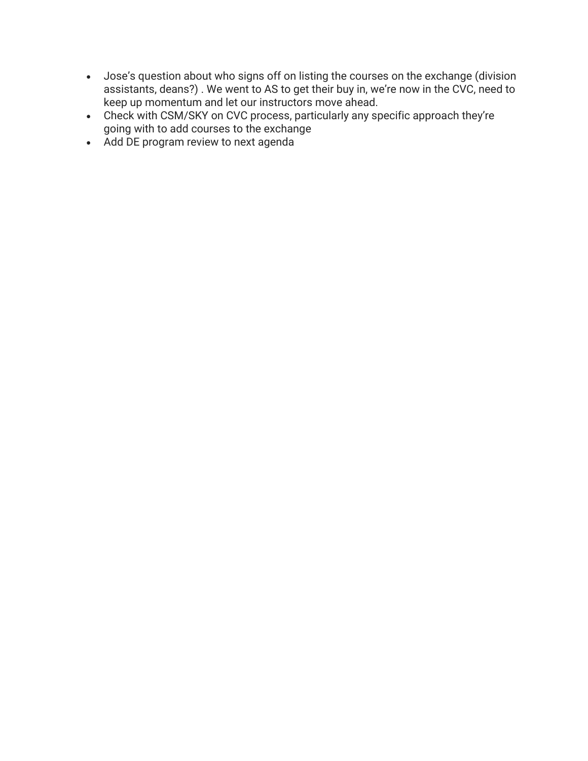- Jose's question about who signs off on listing the courses on the exchange (division assistants, deans?) . We went to AS to get their buy in, we're now in the CVC, need to keep up momentum and let our instructors move ahead.
- Check with CSM/SKY on CVC process, particularly any specific approach they're going with to add courses to the exchange
- Add DE program review to next agenda